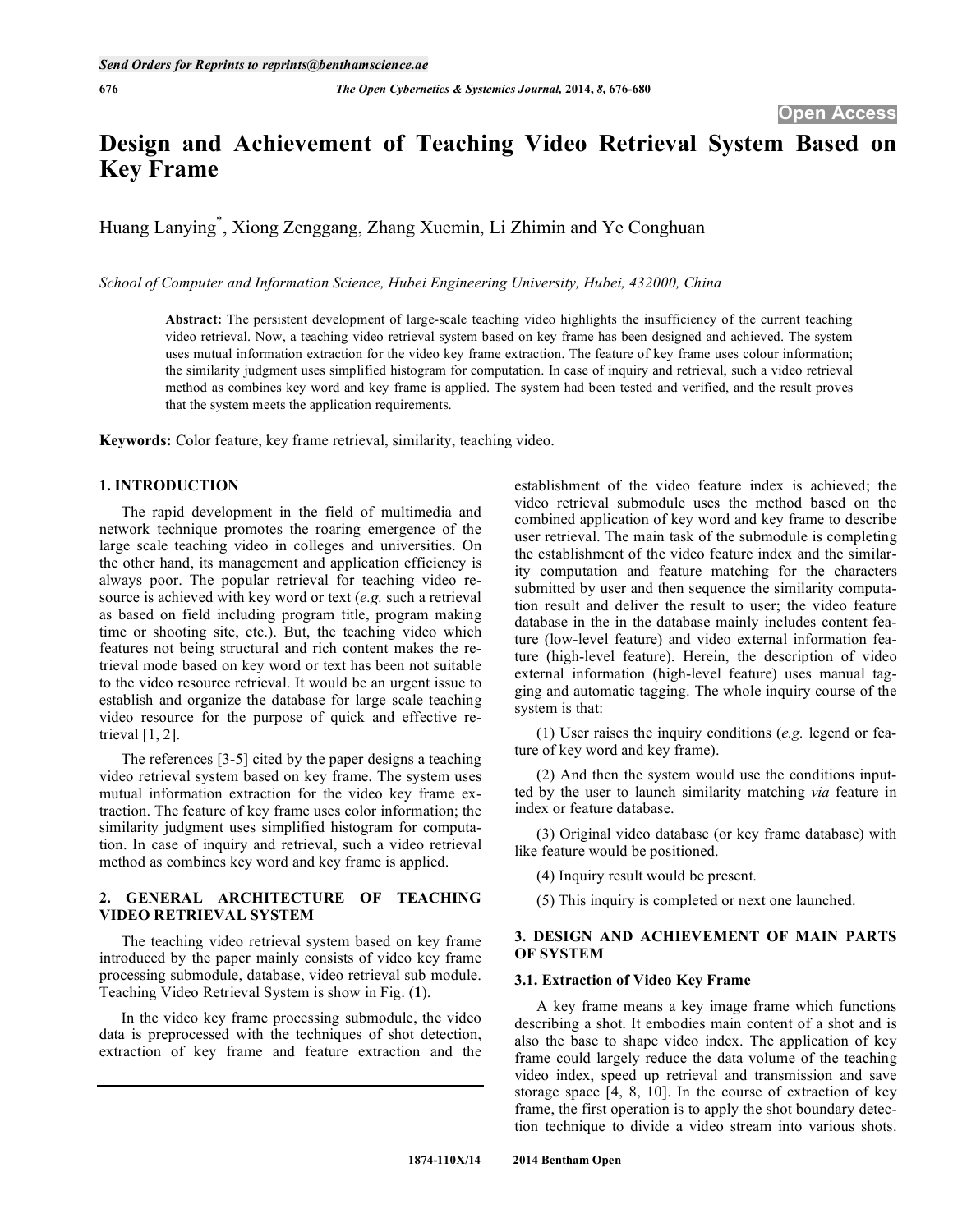# Design and Achievement of Teaching Video Retrieval System Based on Key Frame

Huang Lanying*, Xiong Zenggang, Zhang Xuemin, Li Zhimin and Ye Conghuan

*School of Computer and Information Science, Hubei Engineering University, Hubei, 432000, China*

**Abstract:** The persistent development of large-scale teaching video highlights the insufficiency of the current teaching video retrieval. Now, a teaching video retrieval system based on key frame has been designed and achieved. The system uses mutual information extraction for the video key frame extraction. The feature of key frame uses colour information; the similarity judgment uses simplified histogram for computation. In case of inquiry and retrieval, such a video retrieval method as combines key word and key frame is applied. The system had been tested and verified, and the result proves that the system meets the application requirements.

**Keywords:** Color feature, key frame retrieval, similarity, teaching video.

## 1. INTRODUCTION

The rapid development in the field of multimedia and network technique promotes the roaring emergence of the large scale teaching video in colleges and universities. On the other hand, its management and application efficiency is always poor. The popular retrieval for teaching video resource is achieved with key word or text (*e.g.* such a retrieval as based on field including program title, program making time or shooting site, etc.). But, the teaching video which features not being structural and rich content makes the retrieval mode based on key word or text has been not suitable to the video resource retrieval. It would be an urgent issue to establish and organize the database for large scale teaching video resource for the purpose of quick and effective retrieval [1, 2].

The references [3-5] cited by the paper designs a teaching video retrieval system based on key frame. The system uses mutual information extraction for the video key frame extraction. The feature of key frame uses color information; the similarity judgment uses simplified histogram for computation. In case of inquiry and retrieval, such a video retrieval method as combines key word and key frame is applied.

## 2. GENERAL ARCHITECTURE OF TEACHING VIDEO RETRIEVAL SYSTEM

The teaching video retrieval system based on key frame introduced by the paper mainly consists of video key frame processing submodule, database, video retrieval sub module. Teaching Video Retrieval System is show in Fig. (**1**).

In the video key frame processing submodule, the video data is preprocessed with the techniques of shot detection, extraction of key frame and feature extraction and the establishment of the video feature index is achieved; the video retrieval submodule uses the method based on the combined application of key word and key frame to describe user retrieval. The main task of the submodule is completing the establishment of the video feature index and the similarity computation and feature matching for the characters submitted by user and then sequence the similarity computation result and deliver the result to user; the video feature database in the in the database mainly includes content feature (low-level feature) and video external information feature (high-level feature). Herein, the description of video external information (high-level feature) uses manual tagging and automatic tagging. The whole inquiry course of the system is that:

(1) User raises the inquiry conditions (*e.g.* legend or feature of key word and key frame).

(2) And then the system would use the conditions inputted by the user to launch similarity matching *via* feature in index or feature database.

(3) Original video database (or key frame database) with like feature would be positioned.

(4) Inquiry result would be present.

(5) This inquiry is completed or next one launched.

## 3. DESIGN AND ACHIEVEMENT OF MAIN PARTS OF SYSTEM

### 3.1. Extraction of Video Key Frame

A key frame means a key image frame which functions describing a shot. It embodies main content of a shot and is also the base to shape video index. The application of key frame could largely reduce the data volume of the teaching video index, speed up retrieval and transmission and save storage space [4, 8, 10]. In the course of extraction of key frame, the first operation is to apply the shot boundary detection technique to divide a video stream into various shots.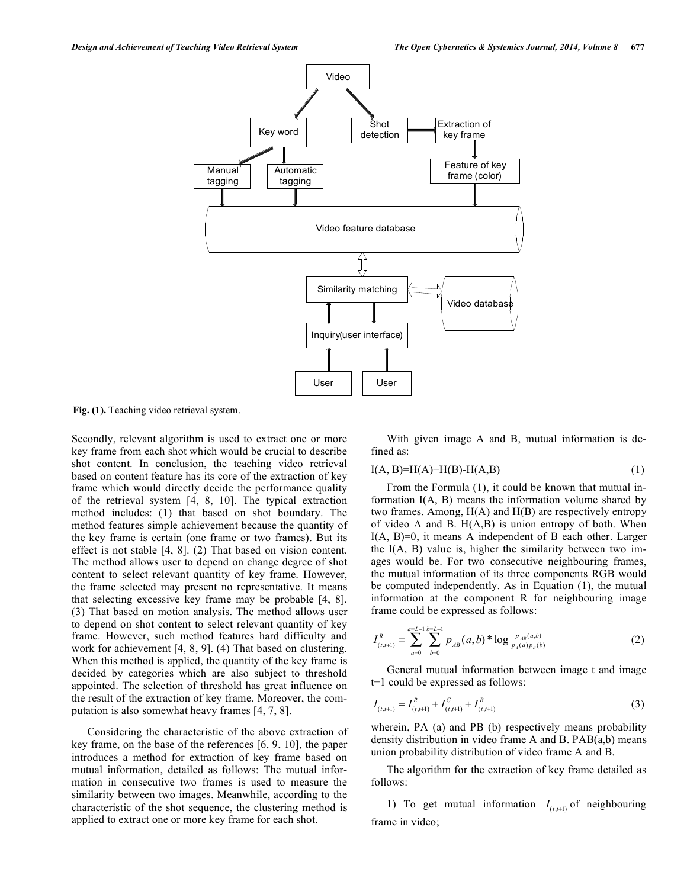Fig. (1). Teaching video retrieval system.

Secondly, relevant algorithm is used to extract one or more key frame from each shot which would be crucial to describe shot content. In conclusion, the teaching video retrieval based on content feature has its core of the extraction of key frame which would directly decide the performance quality of the retrieval system [4, 8, 10]. The typical extraction method includes: (1) that based on shot boundary. The method features simple achievement because the quantity of the key frame is certain (one frame or two frames). But its effect is not stable [4, 8]. (2) That based on vision content. The method allows user to depend on change degree of shot content to select relevant quantity of key frame. However, the frame selected may present no representative. It means that selecting excessive key frame may be probable [4, 8]. (3) That based on motion analysis. The method allows user to depend on shot content to select relevant quantity of key frame. However, such method features hard difficulty and work for achievement [4, 8, 9]. (4) That based on clustering. When this method is applied, the quantity of the key frame is decided by categories which are also subject to threshold appointed. The selection of threshold has great influence on the result of the extraction of key frame. Moreover, the computation is also somewhat heavy frames [4, 7, 8].

Considering the characteristic of the above extraction of key frame, on the base of the references [6, 9, 10], the paper introduces a method for extraction of key frame based on mutual information, detailed as follows: The mutual information in consecutive two frames is used to measure the similarity between two images. Meanwhile, according to the characteristic of the shot sequence, the clustering method is applied to extract one or more key frame for each shot.

With given image A and B, mutual information is defined as:

$$I(A, B)=H(A)+H(B)-H(A,B) \tag{1}$$

From the Formula (1), it could be known that mutual information I(A, B) means the information volume shared by two frames. Among, H(A) and H(B) are respectively entropy of video A and B. H(A,B) is union entropy of both. When I(A, B)=0, it means A independent of B each other. Larger the I(A, B) value is, higher the similarity between two images would be. For two consecutive neighbouring frames, the mutual information of its three components RGB would be computed independently. As in Equation (1), the mutual information at the component R for neighbouring image frame could be expressed as follows:

$$I^R_{(t,t+1)} = \sum_{a=0}^{a=L-1} \sum_{b=0}^{b=L-1} p_{AB}(a,b) * \log \frac{p_{AB}(a,b)}{p_A(a)p_B(b)} \tag{2}$$

General mutual information between image t and image t+1 could be expressed as follows:

$$I_{(t,t+1)} = I^R_{(t,t+1)} + I^G_{(t,t+1)} + I^B_{(t,t+1)} \tag{3}$$

wherein, PA (a) and PB (b) respectively means probability density distribution in video frame A and B. PAB(a,b) means union probability distribution of video frame A and B.

The algorithm for the extraction of key frame detailed as follows:

1) To get mutual information $I_{(t,t+1)}$ of neighbouring frame in video;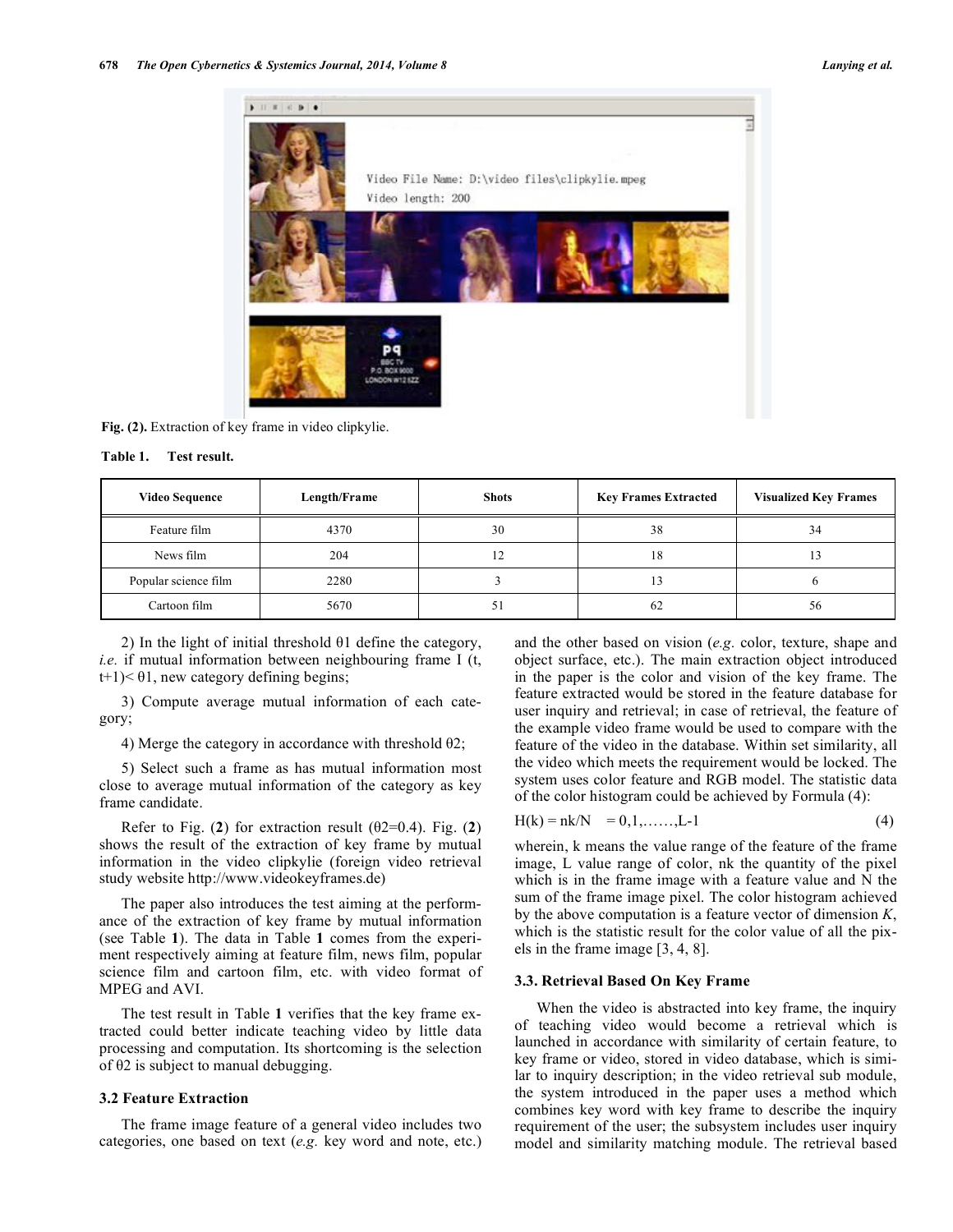Fig. (2). Extraction of key frame in video clipkylie.

Table 1. Test result.

| Video Sequence | Length/Frame | Shots | Key Frames Extracted | Visualized Key Frames |
|---|---|---|---|---|
| Feature film | 4370 | 30 | 38 | 34 |
| News film | 204 | 12 | 18 | 13 |
| Popular science film | 2280 | 3 | 13 | 6 |
| Cartoon film | 5670 | 51 | 62 | 56 |

2) In the light of initial threshold $\theta 1$ define the category, *i.e.* if mutual information between neighbouring frame I (t, t+1)< $\theta 1$, new category defining begins;

3) Compute average mutual information of each category;

4) Merge the category in accordance with threshold $\theta 2$;

5) Select such a frame as has mutual information most close to average mutual information of the category as key frame candidate.

Refer to Fig. (**2**) for extraction result ($\theta 2$=0.4). Fig. (**2**) shows the result of the extraction of key frame by mutual information in the video clipkylie (foreign video retrieval study website http://www.videokeyframes.de)

The paper also introduces the test aiming at the performance of the extraction of key frame by mutual information (see Table **1**). The data in Table **1** comes from the experiment respectively aiming at feature film, news film, popular science film and cartoon film, etc. with video format of MPEG and AVI.

The test result in Table **1** verifies that the key frame extracted could better indicate teaching video by little data processing and computation. Its shortcoming is the selection of $\theta 2$ is subject to manual debugging.

### 3.2 Feature Extraction

The frame image feature of a general video includes two categories, one based on text (*e.g.* key word and note, etc.) and the other based on vision (*e.g.* color, texture, shape and object surface, etc.). The main extraction object introduced in the paper is the color and vision of the key frame. The feature extracted would be stored in the feature database for user inquiry and retrieval; in case of retrieval, the feature of the example video frame would be used to compare with the feature of the video in the database. Within set similarity, all the video which meets the requirement would be locked. The system uses color feature and RGB model. The statistic data of the color histogram could be achieved by Formula (4):

$$H(k) = nk/N \quad = 0,1,\ldots\ldots,L-1 \tag{4}$$

wherein, k means the value range of the feature of the frame image, L value range of color, nk the quantity of the pixel which is in the frame image with a feature value and N the sum of the frame image pixel. The color histogram achieved by the above computation is a feature vector of dimension *K*, which is the statistic result for the color value of all the pixels in the frame image [3, 4, 8].

### 3.3. Retrieval Based On Key Frame

When the video is abstracted into key frame, the inquiry of teaching video would become a retrieval which is launched in accordance with similarity of certain feature, to key frame or video, stored in video database, which is similar to inquiry description; in the video retrieval sub module, the system introduced in the paper uses a method which combines key word with key frame to describe the inquiry requirement of the user; the subsystem includes user inquiry model and similarity matching module. The retrieval based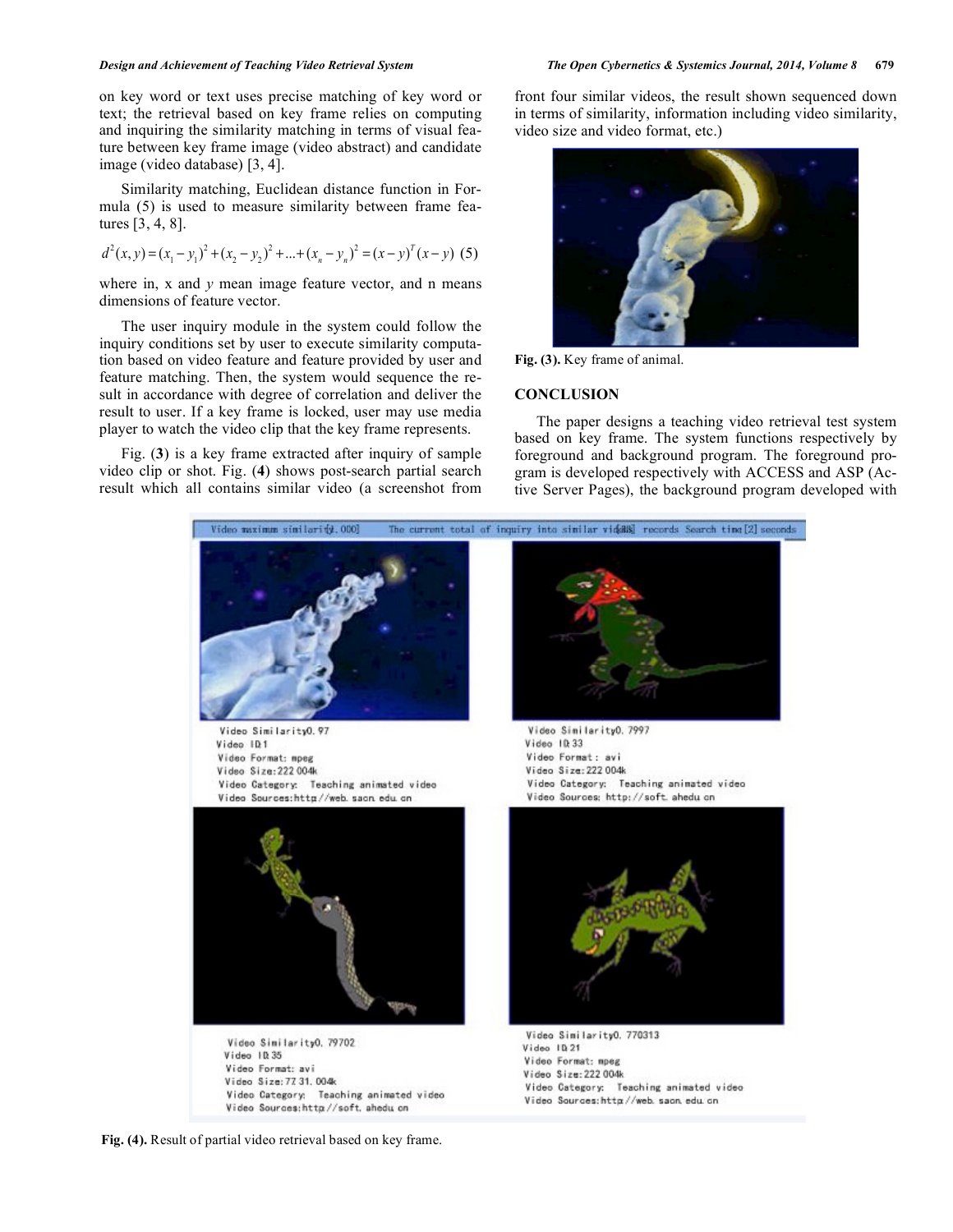on key word or text uses precise matching of key word or text; the retrieval based on key frame relies on computing and inquiring the similarity matching in terms of visual feature between key frame image (video abstract) and candidate image (video database) [3, 4].

Similarity matching, Euclidean distance function in Formula (5) is used to measure similarity between frame features [3, 4, 8].

$$d^2(x,y) = (x_1 - y_1)^2 + (x_2 - y_2)^2 + ... + (x_n - y_n)^2 = (x-y)^T(x-y) \quad (5)$$

where in, x and $y$ mean image feature vector, and n means dimensions of feature vector.

The user inquiry module in the system could follow the inquiry conditions set by user to execute similarity computation based on video feature and feature provided by user and feature matching. Then, the system would sequence the result in accordance with degree of correlation and deliver the result to user. If a key frame is locked, user may use media player to watch the video clip that the key frame represents.

Fig. (**3**) is a key frame extracted after inquiry of sample video clip or shot. Fig. (**4**) shows post-search partial search result which all contains similar video (a screenshot from front four similar videos, the result shown sequenced down in terms of similarity, information including video similarity, video size and video format, etc.)

**Fig. (3).** Key frame of animal.

## CONCLUSION

The paper designs a teaching video retrieval test system based on key frame. The system functions respectively by foreground and background program. The foreground program is developed respectively with ACCESS and ASP (Active Server Pages), the background program developed with

**Fig. (4).** Result of partial video retrieval based on key frame.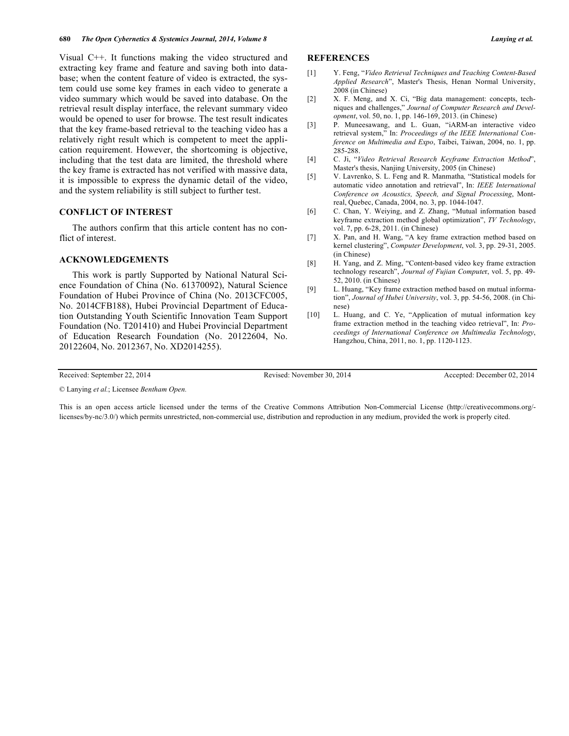Visual C++. It functions making the video structured and extracting key frame and feature and saving both into database; when the content feature of video is extracted, the system could use some key frames in each video to generate a video summary which would be saved into database. On the retrieval result display interface, the relevant summary video would be opened to user for browse. The test result indicates that the key frame-based retrieval to the teaching video has a relatively right result which is competent to meet the application requirement. However, the shortcoming is objective, including that the test data are limited, the threshold where the key frame is extracted has not verified with massive data, it is impossible to express the dynamic detail of the video, and the system reliability is still subject to further test.

## CONFLICT OF INTEREST

The authors confirm that this article content has no conflict of interest.

## ACKNOWLEDGEMENTS

This work is partly Supported by National Natural Science Foundation of China (No. 61370092), Natural Science Foundation of Hubei Province of China (No. 2013CFC005, No. 2014CFB188), Hubei Provincial Department of Education Outstanding Youth Scientific Innovation Team Support Foundation (No. T201410) and Hubei Provincial Department of Education Research Foundation (No. 20122604, No. 20122604, No. 2012367, No. XD2014255).

## REFERENCES

[1] Y. Feng, "*Video Retrieval Techniques and Teaching Content-Based Applied Research*", Master's Thesis, Henan Normal University, 2008 (in Chinese)

[2] X. F. Meng, and X. Ci, "Big data management: concepts, techniques and challenges," *Journal of Computer Research and Development*, vol. 50, no. 1, pp. 146-169, 2013. (in Chinese)

[3] P. Muneesawang, and L. Guan, "iARM-an interactive video retrieval system," In: *Proceedings of the IEEE International Conference on Multimedia and Expo*, Taibei, Taiwan, 2004, no. 1, pp. 285-288.

[4] C. Ji, "*Video Retrieval Research Keyframe Extraction Method*", Master's thesis, Nanjing University, 2005 (in Chinese)

[5] V. Lavrenko, S. L. Feng and R. Manmatha, "Statistical models for automatic video annotation and retrieval", In: *IEEE International Conference on Acoustics, Speech, and Signal Processing*, Montreal, Quebec, Canada, 2004, no. 3, pp. 1044-1047.

[6] C. Chan, Y. Weiying, and Z. Zhang, "Mutual information based keyframe extraction method global optimization", *TV Technology*, vol. 7, pp. 6-28, 2011. (in Chinese)

[7] X. Pan, and H. Wang, "A key frame extraction method based on kernel clustering", *Computer Development*, vol. 3, pp. 29-31, 2005. (in Chinese)

[8] H. Yang, and Z. Ming, "Content-based video key frame extraction technology research", *Journal of Fujian Computer*, vol. 5, pp. 49-52, 2010. (in Chinese)

[9] L. Huang, "Key frame extraction method based on mutual information", *Journal of Hubei University*, vol. 3, pp. 54-56, 2008. (in Chinese)

[10] L. Huang, and C. Ye, "Application of mutual information key frame extraction method in the teaching video retrieval", In: *Proceedings of International Conference on Multimedia Technology*, Hangzhou, China, 2011, no. 1, pp. 1120-1123.

Received: September 22, 2014 Revised: November 30, 2014 Accepted: December 02, 2014

© Lanying *et al.*; Licensee *Bentham Open.*

This is an open access article licensed under the terms of the Creative Commons Attribution Non-Commercial License (http://creativecommons.org/-licenses/by-nc/3.0/) which permits unrestricted, non-commercial use, distribution and reproduction in any medium, provided the work is properly cited.